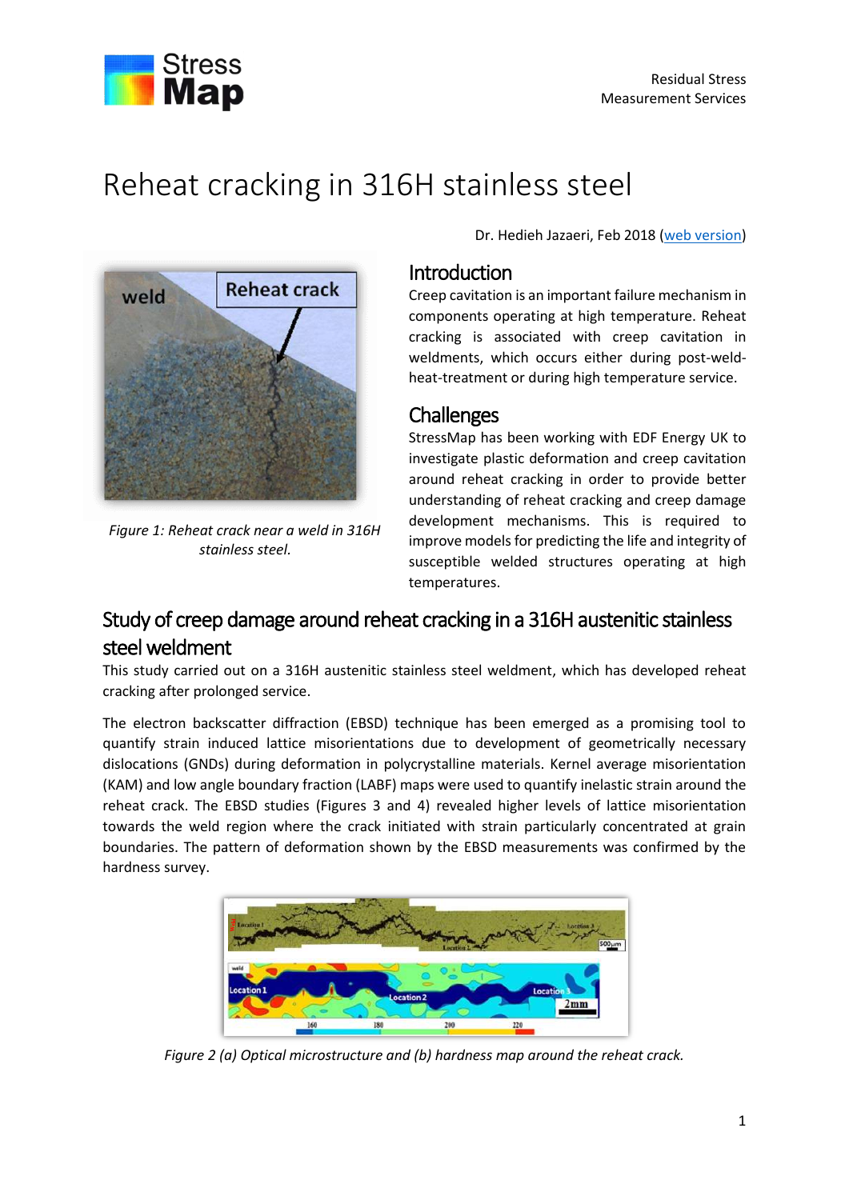# Reheat cracking in 316H stainless steel

Dr. Hedieh Jazaeri, Feb 2018 (web version)

Figure 1: Reheat crack near a weld in 316H stainless steel.

## Introduction

Creep cavitation is an important failure mechanism in components operating at high temperature. Reheat cracking is associated with creep cavitation in weldments, which occurs either during post-weld-heat-treatment or during high temperature service.

## Challenges

StressMap has been working with EDF Energy UK to investigate plastic deformation and creep cavitation around reheat cracking in order to provide better understanding of reheat cracking and creep damage development mechanisms. This is required to improve models for predicting the life and integrity of susceptible welded structures operating at high temperatures.

## Study of creep damage around reheat cracking in a 316H austenitic stainless steel weldment

This study carried out on a 316H austenitic stainless steel weldment, which has developed reheat cracking after prolonged service.

The electron backscatter diffraction (EBSD) technique has been emerged as a promising tool to quantify strain induced lattice misorientations due to development of geometrically necessary dislocations (GNDs) during deformation in polycrystalline materials. Kernel average misorientation (KAM) and low angle boundary fraction (LABF) maps were used to quantify inelastic strain around the reheat crack. The EBSD studies (Figures 3 and 4) revealed higher levels of lattice misorientation towards the weld region where the crack initiated with strain particularly concentrated at grain boundaries. The pattern of deformation shown by the EBSD measurements was confirmed by the hardness survey.

Figure 2 (a) Optical microstructure and (b) hardness map around the reheat crack.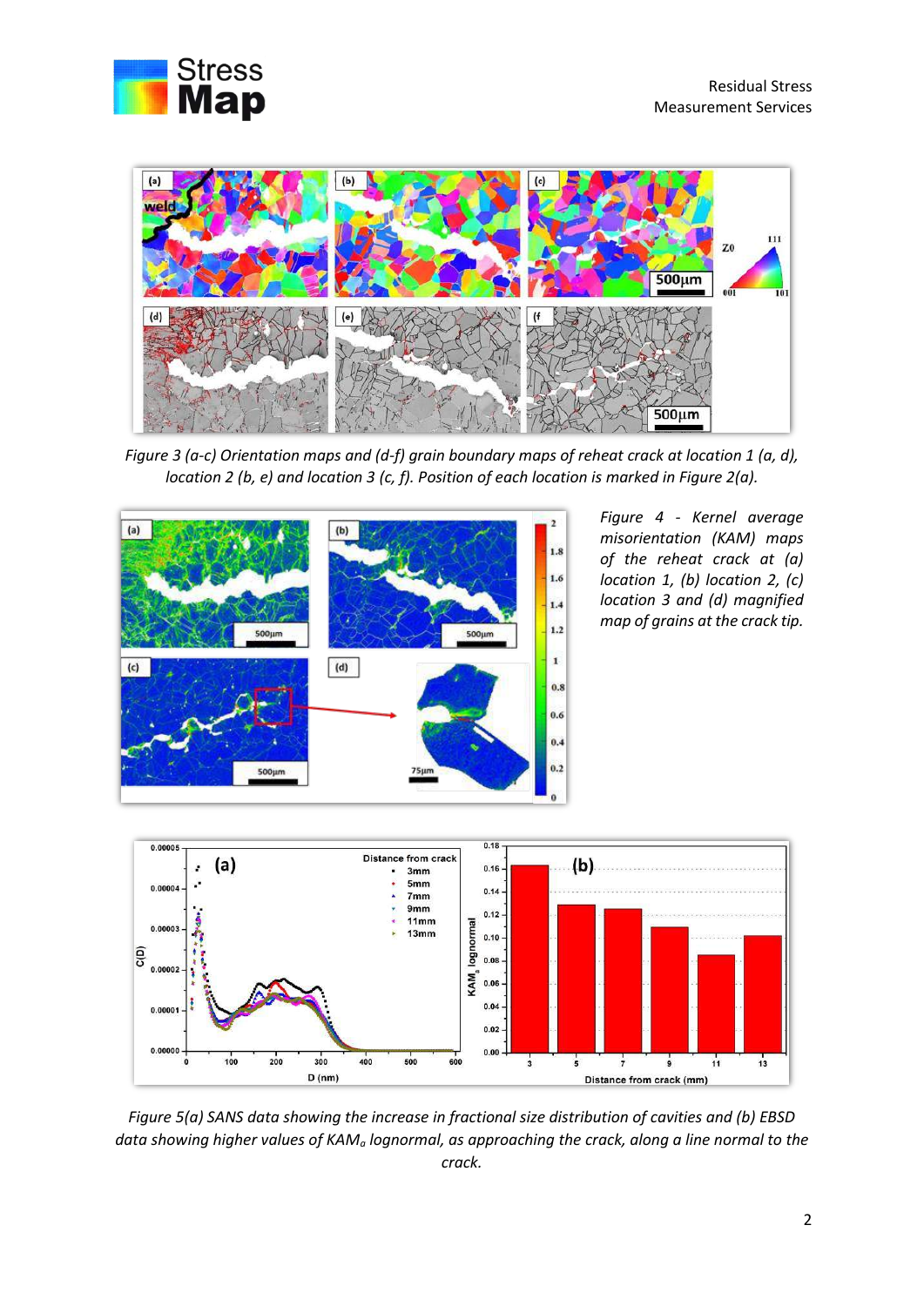*Figure 3 (a-c) Orientation maps and (d-f) grain boundary maps of reheat crack at location 1 (a, d), location 2 (b, e) and location 3 (c, f). Position of each location is marked in Figure 2(a).*

*Figure 4 - Kernel average misorientation (KAM) maps of the reheat crack at (a) location 1, (b) location 2, (c) location 3 and (d) magnified map of grains at the crack tip.*

*Figure 5(a) SANS data showing the increase in fractional size distribution of cavities and (b) EBSD data showing higher values of $KAM_a$ lognormal, as approaching the crack, along a line normal to the crack.*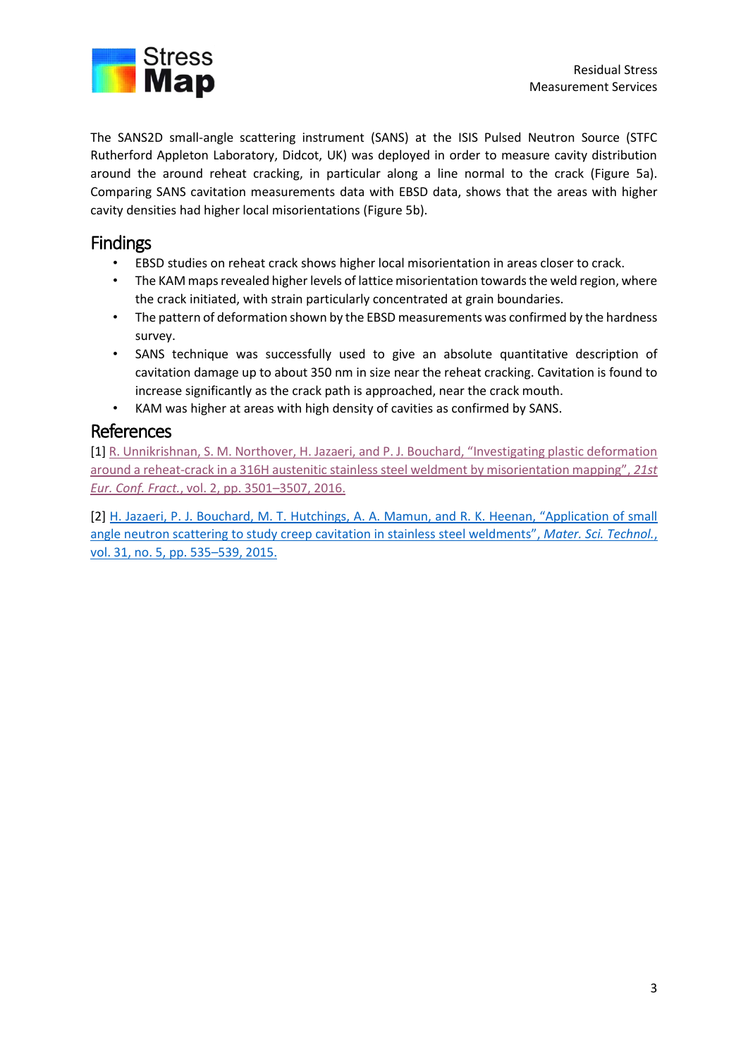The SANS2D small-angle scattering instrument (SANS) at the ISIS Pulsed Neutron Source (STFC Rutherford Appleton Laboratory, Didcot, UK) was deployed in order to measure cavity distribution around the around reheat cracking, in particular along a line normal to the crack (Figure 5a). Comparing SANS cavitation measurements data with EBSD data, shows that the areas with higher cavity densities had higher local misorientations (Figure 5b).

## Findings

- EBSD studies on reheat crack shows higher local misorientation in areas closer to crack.
- The KAM maps revealed higher levels of lattice misorientation towards the weld region, where the crack initiated, with strain particularly concentrated at grain boundaries.
- The pattern of deformation shown by the EBSD measurements was confirmed by the hardness survey.
- SANS technique was successfully used to give an absolute quantitative description of cavitation damage up to about 350 nm in size near the reheat cracking. Cavitation is found to increase significantly as the crack path is approached, near the crack mouth.
- KAM was higher at areas with high density of cavities as confirmed by SANS.

## References

[1] R. Unnikrishnan, S. M. Northover, H. Jazaeri, and P. J. Bouchard, "Investigating plastic deformation around a reheat-crack in a 316H austenitic stainless steel weldment by misorientation mapping", *21st Eur. Conf. Fract.*, vol. 2, pp. 3501–3507, 2016.

[2] H. Jazaeri, P. J. Bouchard, M. T. Hutchings, A. A. Mamun, and R. K. Heenan, "Application of small angle neutron scattering to study creep cavitation in stainless steel weldments", *Mater. Sci. Technol.*, vol. 31, no. 5, pp. 535–539, 2015.